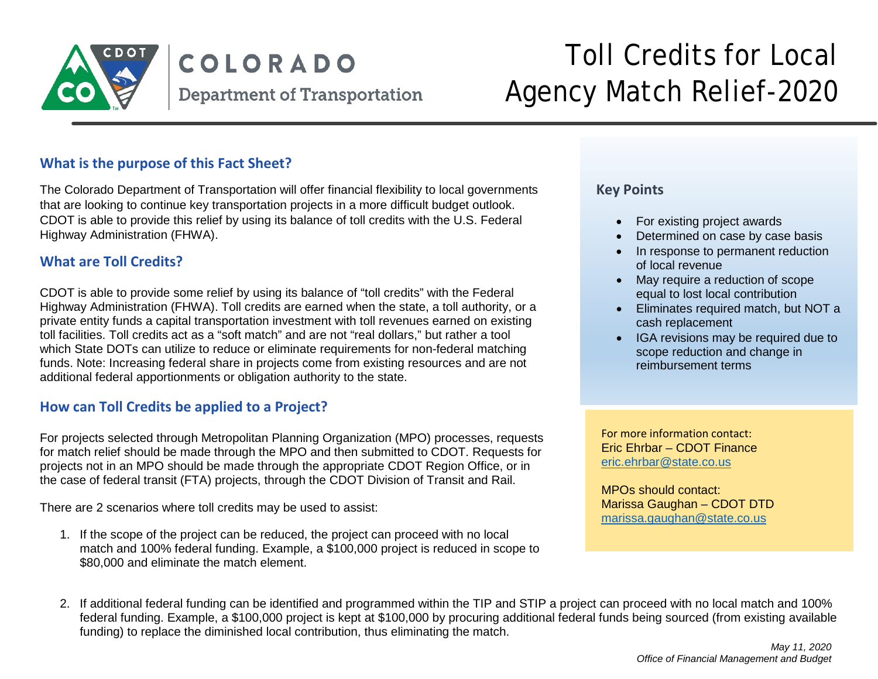COLORADO
Department of Transportation

# Toll Credits for Local Agency Match Relief-2020

## What is the purpose of this Fact Sheet?

The Colorado Department of Transportation will offer financial flexibility to local governments that are looking to continue key transportation projects in a more difficult budget outlook. CDOT is able to provide this relief by using its balance of toll credits with the U.S. Federal Highway Administration (FHWA).

## What are Toll Credits?

CDOT is able to provide some relief by using its balance of "toll credits" with the Federal Highway Administration (FHWA). Toll credits are earned when the state, a toll authority, or a private entity funds a capital transportation investment with toll revenues earned on existing toll facilities. Toll credits act as a "soft match" and are not "real dollars," but rather a tool which State DOTs can utilize to reduce or eliminate requirements for non-federal matching funds. Note: Increasing federal share in projects come from existing resources and are not additional federal apportionments or obligation authority to the state.

## How can Toll Credits be applied to a Project?

For projects selected through Metropolitan Planning Organization (MPO) processes, requests for match relief should be made through the MPO and then submitted to CDOT. Requests for projects not in an MPO should be made through the appropriate CDOT Region Office, or in the case of federal transit (FTA) projects, through the CDOT Division of Transit and Rail.

There are 2 scenarios where toll credits may be used to assist:

1. If the scope of the project can be reduced, the project can proceed with no local match and 100% federal funding. Example, a $100,000 project is reduced in scope to $80,000 and eliminate the match element.
2. If additional federal funding can be identified and programmed within the TIP and STIP a project can proceed with no local match and 100% federal funding. Example, a $100,000 project is kept at $100,000 by procuring additional federal funds being sourced (from existing available funding) to replace the diminished local contribution, thus eliminating the match.

### Key Points

- For existing project awards
- Determined on case by case basis
- In response to permanent reduction of local revenue
- May require a reduction of scope equal to lost local contribution
- Eliminates required match, but NOT a cash replacement
- IGA revisions may be required due to scope reduction and change in reimbursement terms

For more information contact:
Eric Ehrbar – CDOT Finance
eric.ehrbar@state.co.us

MPOs should contact:
Marissa Gaughan – CDOT DTD
marissa.gaughan@state.co.us

*May 11, 2020*
*Office of Financial Management and Budget*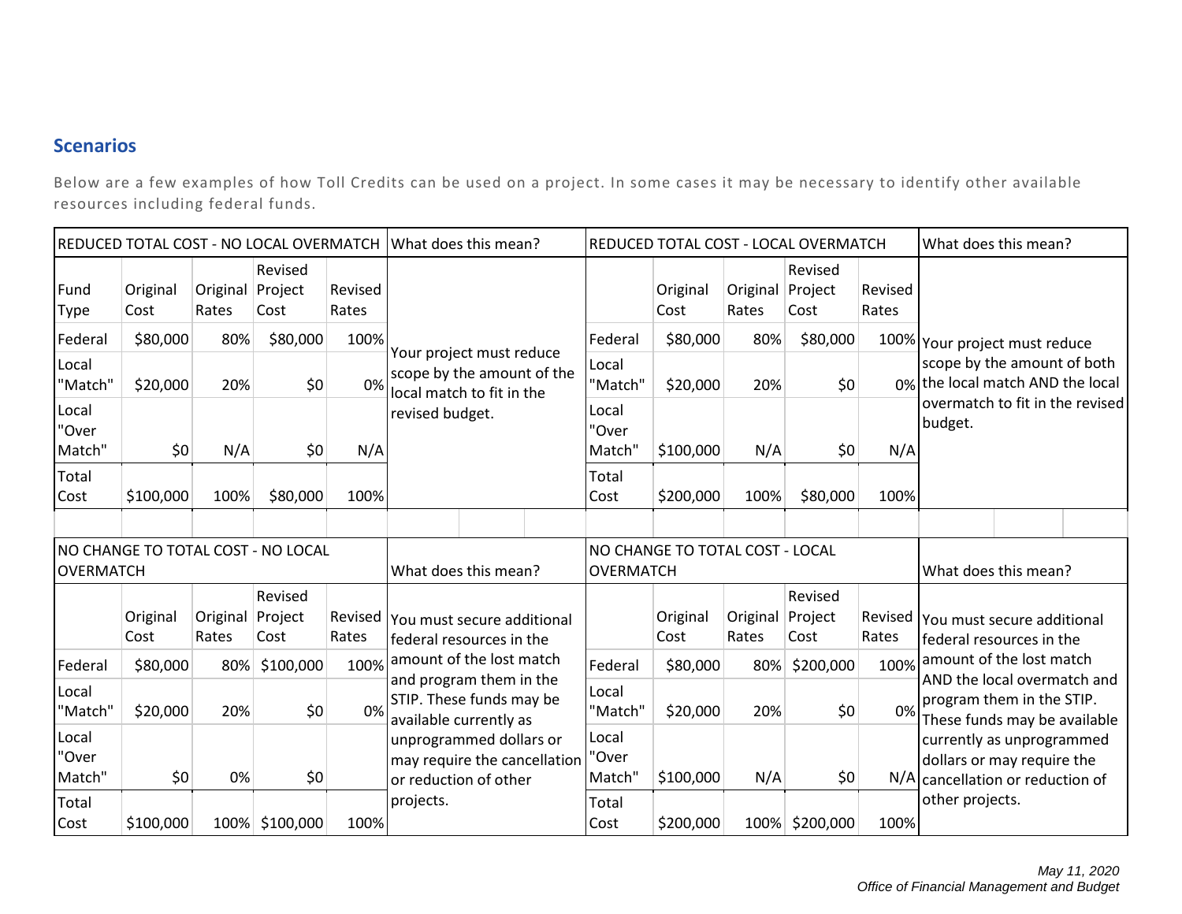## Scenarios

Below are a few examples of how Toll Credits can be used on a project. In some cases it may be necessary to identify other available resources including federal funds.

| REDUCED TOTAL COST - NO LOCAL OVERMATCH | | | | | What does this mean? |
|---|---|---|---|---|---|
| Fund Type | Original Cost | Original Rates | Revised Project Cost | Revised Rates | Your project must reduce scope by the amount of the local match to fit in the revised budget. |
| Federal | $80,000 | 80% | $80,000 | 100% | |
| Local "Match" | $20,000 | 20% | $0 | 0% | |
| Local "Over Match" | $0 | N/A | $0 | N/A | |
| Total Cost | $100,000 | 100% | $80,000 | 100% | |

| REDUCED TOTAL COST - LOCAL OVERMATCH | | | | | What does this mean? |
|---|---|---|---|---|---|
| | Original Cost | Original Rates | Revised Project Cost | Revised Rates | Your project must reduce scope by the amount of both the local match AND the local overmatch to fit in the revised budget. |
| Federal | $80,000 | 80% | $80,000 | 100% | |
| Local "Match" | $20,000 | 20% | $0 | 0% | |
| Local "Over Match" | $100,000 | N/A | $0 | N/A | |
| Total Cost | $200,000 | 100% | $80,000 | 100% | |

| NO CHANGE TO TOTAL COST - NO LOCAL OVERMATCH | | | | | What does this mean? |
|---|---|---|---|---|---|
| | Original Cost | Original Rates | Revised Project Cost | Revised Rates | You must secure additional federal resources in the amount of the lost match and program them in the STIP. These funds may be available currently as unprogrammed dollars or may require the cancellation or reduction of other projects. |
| Federal | $80,000 | 80% | $100,000 | 100% | |
| Local "Match" | $20,000 | 20% | $0 | 0% | |
| Local "Over Match" | $0 | 0% | $0 | | |
| Total Cost | $100,000 | 100% | $100,000 | 100% | |

| NO CHANGE TO TOTAL COST - LOCAL OVERMATCH | | | | | What does this mean? |
|---|---|---|---|---|---|
| | Original Cost | Original Rates | Revised Project Cost | Revised Rates | You must secure additional federal resources in the amount of the lost match AND the local overmatch and program them in the STIP. These funds may be available currently as unprogrammed dollars or may require the cancellation or reduction of other projects. |
| Federal | $80,000 | 80% | $200,000 | 100% | |
| Local "Match" | $20,000 | 20% | $0 | 0% | |
| Local "Over Match" | $100,000 | N/A | $0 | N/A | |
| Total Cost | $200,000 | 100% | $200,000 | 100% | |

*May 11, 2020*
*Office of Financial Management and Budget*